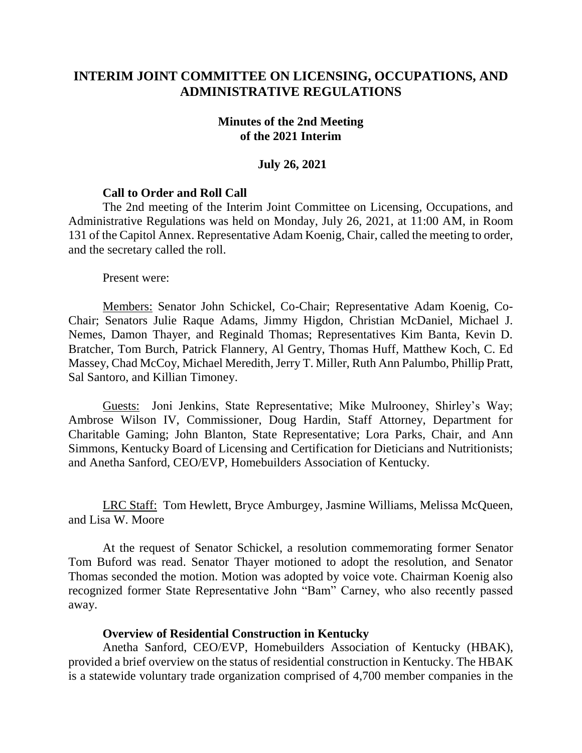# INTERIM JOINT COMMITTEE ON LICENSING, OCCUPATIONS, AND ADMINISTRATIVE REGULATIONS

## Minutes of the 2nd Meeting of the 2021 Interim

### July 26, 2021

**Call to Order and Roll Call**

The 2nd meeting of the Interim Joint Committee on Licensing, Occupations, and Administrative Regulations was held on Monday, July 26, 2021, at 11:00 AM, in Room 131 of the Capitol Annex. Representative Adam Koenig, Chair, called the meeting to order, and the secretary called the roll.

Present were:

Members: Senator John Schickel, Co-Chair; Representative Adam Koenig, Co-Chair; Senators Julie Raque Adams, Jimmy Higdon, Christian McDaniel, Michael J. Nemes, Damon Thayer, and Reginald Thomas; Representatives Kim Banta, Kevin D. Bratcher, Tom Burch, Patrick Flannery, Al Gentry, Thomas Huff, Matthew Koch, C. Ed Massey, Chad McCoy, Michael Meredith, Jerry T. Miller, Ruth Ann Palumbo, Phillip Pratt, Sal Santoro, and Killian Timoney.

Guests: Joni Jenkins, State Representative; Mike Mulrooney, Shirley's Way; Ambrose Wilson IV, Commissioner, Doug Hardin, Staff Attorney, Department for Charitable Gaming; John Blanton, State Representative; Lora Parks, Chair, and Ann Simmons, Kentucky Board of Licensing and Certification for Dieticians and Nutritionists; and Anetha Sanford, CEO/EVP, Homebuilders Association of Kentucky.

LRC Staff: Tom Hewlett, Bryce Amburgey, Jasmine Williams, Melissa McQueen, and Lisa W. Moore

At the request of Senator Schickel, a resolution commemorating former Senator Tom Buford was read. Senator Thayer motioned to adopt the resolution, and Senator Thomas seconded the motion. Motion was adopted by voice vote. Chairman Koenig also recognized former State Representative John "Bam" Carney, who also recently passed away.

**Overview of Residential Construction in Kentucky**

Anetha Sanford, CEO/EVP, Homebuilders Association of Kentucky (HBAK), provided a brief overview on the status of residential construction in Kentucky. The HBAK is a statewide voluntary trade organization comprised of 4,700 member companies in the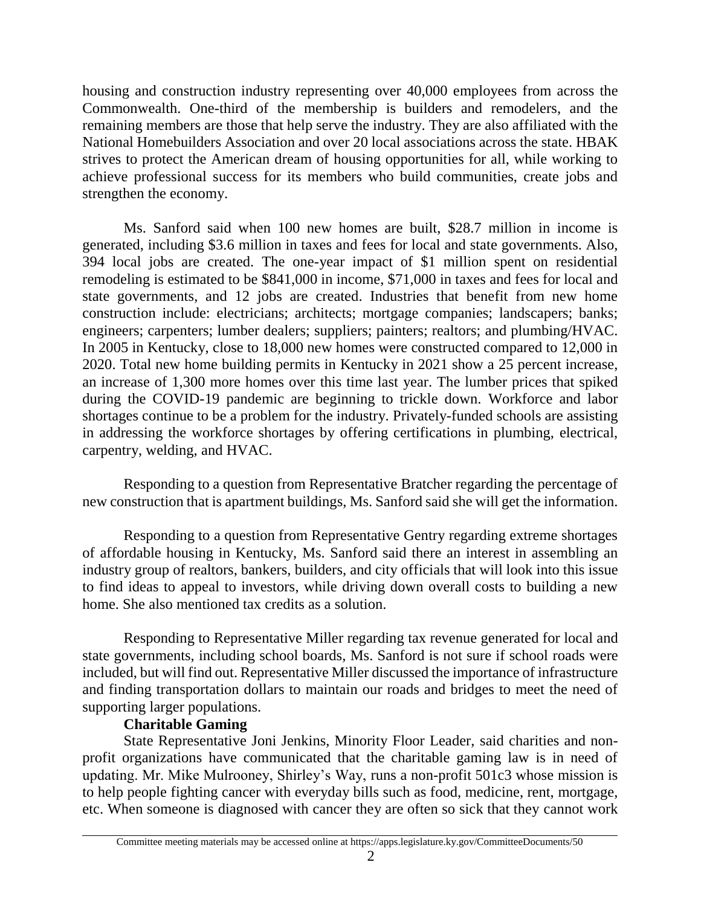housing and construction industry representing over 40,000 employees from across the Commonwealth. One-third of the membership is builders and remodelers, and the remaining members are those that help serve the industry. They are also affiliated with the National Homebuilders Association and over 20 local associations across the state. HBAK strives to protect the American dream of housing opportunities for all, while working to achieve professional success for its members who build communities, create jobs and strengthen the economy.

Ms. Sanford said when 100 new homes are built, $28.7 million in income is generated, including $3.6 million in taxes and fees for local and state governments. Also, 394 local jobs are created. The one-year impact of $1 million spent on residential remodeling is estimated to be $841,000 in income, $71,000 in taxes and fees for local and state governments, and 12 jobs are created. Industries that benefit from new home construction include: electricians; architects; mortgage companies; landscapers; banks; engineers; carpenters; lumber dealers; suppliers; painters; realtors; and plumbing/HVAC. In 2005 in Kentucky, close to 18,000 new homes were constructed compared to 12,000 in 2020. Total new home building permits in Kentucky in 2021 show a 25 percent increase, an increase of 1,300 more homes over this time last year. The lumber prices that spiked during the COVID-19 pandemic are beginning to trickle down. Workforce and labor shortages continue to be a problem for the industry. Privately-funded schools are assisting in addressing the workforce shortages by offering certifications in plumbing, electrical, carpentry, welding, and HVAC.

Responding to a question from Representative Bratcher regarding the percentage of new construction that is apartment buildings, Ms. Sanford said she will get the information.

Responding to a question from Representative Gentry regarding extreme shortages of affordable housing in Kentucky, Ms. Sanford said there an interest in assembling an industry group of realtors, bankers, builders, and city officials that will look into this issue to find ideas to appeal to investors, while driving down overall costs to building a new home. She also mentioned tax credits as a solution.

Responding to Representative Miller regarding tax revenue generated for local and state governments, including school boards, Ms. Sanford is not sure if school roads were included, but will find out. Representative Miller discussed the importance of infrastructure and finding transportation dollars to maintain our roads and bridges to meet the need of supporting larger populations.

**Charitable Gaming**

State Representative Joni Jenkins, Minority Floor Leader, said charities and non-profit organizations have communicated that the charitable gaming law is in need of updating. Mr. Mike Mulrooney, Shirley's Way, runs a non-profit 501c3 whose mission is to help people fighting cancer with everyday bills such as food, medicine, rent, mortgage, etc. When someone is diagnosed with cancer they are often so sick that they cannot work

Committee meeting materials may be accessed online at https://apps.legislature.ky.gov/CommitteeDocuments/50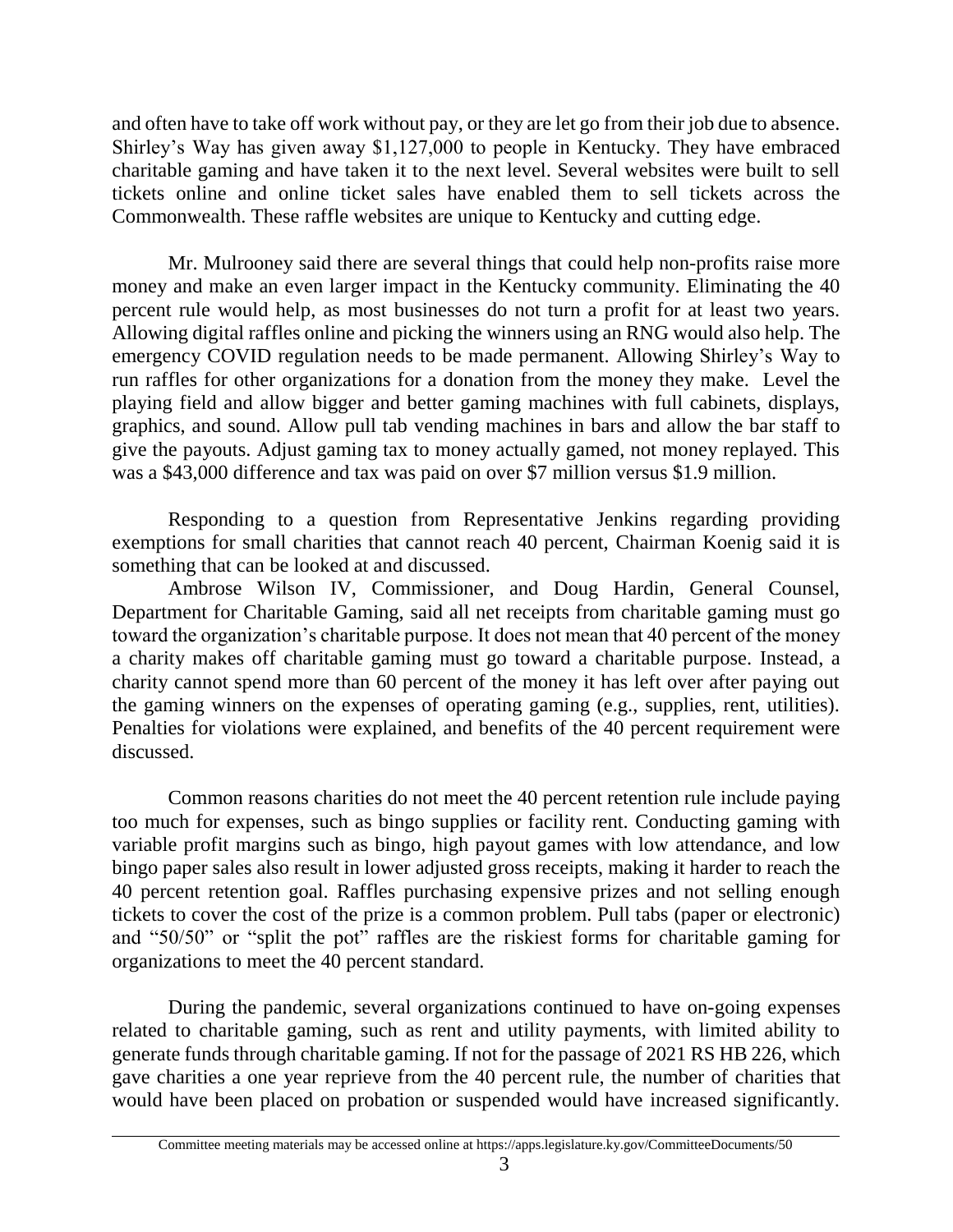and often have to take off work without pay, or they are let go from their job due to absence. Shirley's Way has given away $1,127,000 to people in Kentucky. They have embraced charitable gaming and have taken it to the next level. Several websites were built to sell tickets online and online ticket sales have enabled them to sell tickets across the Commonwealth. These raffle websites are unique to Kentucky and cutting edge.

Mr. Mulrooney said there are several things that could help non-profits raise more money and make an even larger impact in the Kentucky community. Eliminating the 40 percent rule would help, as most businesses do not turn a profit for at least two years. Allowing digital raffles online and picking the winners using an RNG would also help. The emergency COVID regulation needs to be made permanent. Allowing Shirley's Way to run raffles for other organizations for a donation from the money they make. Level the playing field and allow bigger and better gaming machines with full cabinets, displays, graphics, and sound. Allow pull tab vending machines in bars and allow the bar staff to give the payouts. Adjust gaming tax to money actually gamed, not money replayed. This was a $43,000 difference and tax was paid on over $7 million versus $1.9 million.

Responding to a question from Representative Jenkins regarding providing exemptions for small charities that cannot reach 40 percent, Chairman Koenig said it is something that can be looked at and discussed.

Ambrose Wilson IV, Commissioner, and Doug Hardin, General Counsel, Department for Charitable Gaming, said all net receipts from charitable gaming must go toward the organization's charitable purpose. It does not mean that 40 percent of the money a charity makes off charitable gaming must go toward a charitable purpose. Instead, a charity cannot spend more than 60 percent of the money it has left over after paying out the gaming winners on the expenses of operating gaming (e.g., supplies, rent, utilities). Penalties for violations were explained, and benefits of the 40 percent requirement were discussed.

Common reasons charities do not meet the 40 percent retention rule include paying too much for expenses, such as bingo supplies or facility rent. Conducting gaming with variable profit margins such as bingo, high payout games with low attendance, and low bingo paper sales also result in lower adjusted gross receipts, making it harder to reach the 40 percent retention goal. Raffles purchasing expensive prizes and not selling enough tickets to cover the cost of the prize is a common problem. Pull tabs (paper or electronic) and "50/50" or "split the pot" raffles are the riskiest forms for charitable gaming for organizations to meet the 40 percent standard.

During the pandemic, several organizations continued to have on-going expenses related to charitable gaming, such as rent and utility payments, with limited ability to generate funds through charitable gaming. If not for the passage of 2021 RS HB 226, which gave charities a one year reprieve from the 40 percent rule, the number of charities that would have been placed on probation or suspended would have increased significantly.

Committee meeting materials may be accessed online at https://apps.legislature.ky.gov/CommitteeDocuments/50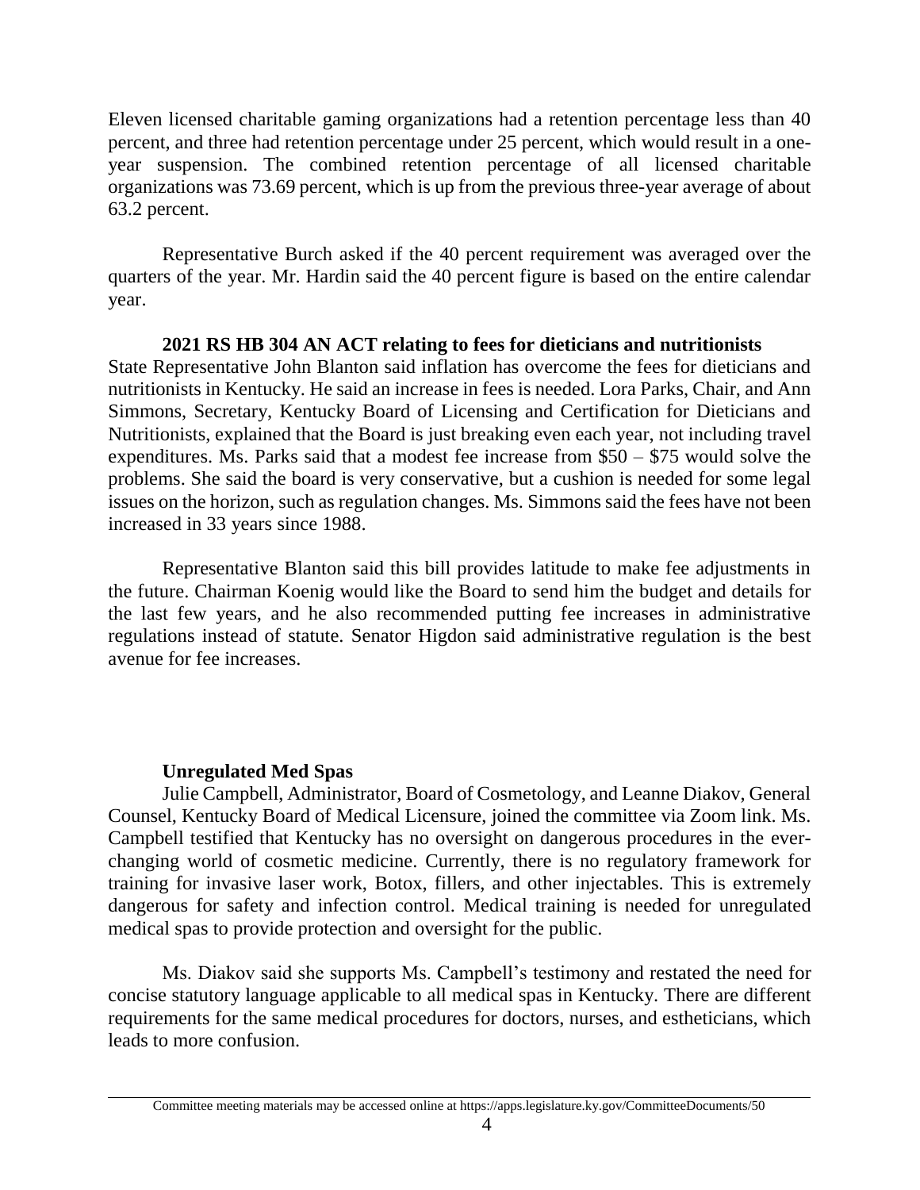Eleven licensed charitable gaming organizations had a retention percentage less than 40 percent, and three had retention percentage under 25 percent, which would result in a one-year suspension. The combined retention percentage of all licensed charitable organizations was 73.69 percent, which is up from the previous three-year average of about 63.2 percent.

Representative Burch asked if the 40 percent requirement was averaged over the quarters of the year. Mr. Hardin said the 40 percent figure is based on the entire calendar year.

**2021 RS HB 304 AN ACT relating to fees for dieticians and nutritionists**

State Representative John Blanton said inflation has overcome the fees for dieticians and nutritionists in Kentucky. He said an increase in fees is needed. Lora Parks, Chair, and Ann Simmons, Secretary, Kentucky Board of Licensing and Certification for Dieticians and Nutritionists, explained that the Board is just breaking even each year, not including travel expenditures. Ms. Parks said that a modest fee increase from $50 – $75 would solve the problems. She said the board is very conservative, but a cushion is needed for some legal issues on the horizon, such as regulation changes. Ms. Simmons said the fees have not been increased in 33 years since 1988.

Representative Blanton said this bill provides latitude to make fee adjustments in the future. Chairman Koenig would like the Board to send him the budget and details for the last few years, and he also recommended putting fee increases in administrative regulations instead of statute. Senator Higdon said administrative regulation is the best avenue for fee increases.

**Unregulated Med Spas**

Julie Campbell, Administrator, Board of Cosmetology, and Leanne Diakov, General Counsel, Kentucky Board of Medical Licensure, joined the committee via Zoom link. Ms. Campbell testified that Kentucky has no oversight on dangerous procedures in the ever-changing world of cosmetic medicine. Currently, there is no regulatory framework for training for invasive laser work, Botox, fillers, and other injectables. This is extremely dangerous for safety and infection control. Medical training is needed for unregulated medical spas to provide protection and oversight for the public.

Ms. Diakov said she supports Ms. Campbell's testimony and restated the need for concise statutory language applicable to all medical spas in Kentucky. There are different requirements for the same medical procedures for doctors, nurses, and estheticians, which leads to more confusion.

Committee meeting materials may be accessed online at https://apps.legislature.ky.gov/CommitteeDocuments/50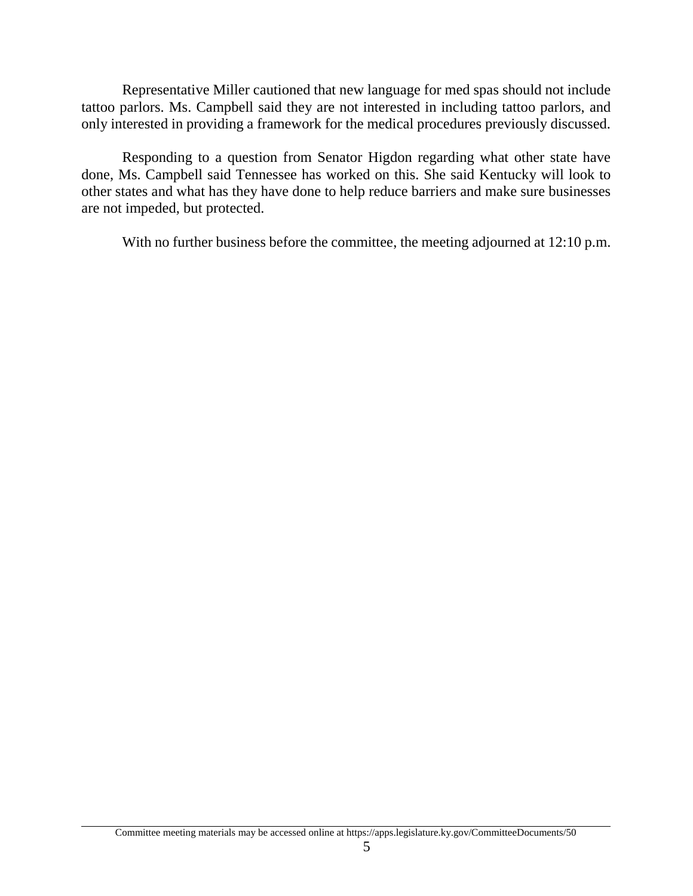Representative Miller cautioned that new language for med spas should not include tattoo parlors. Ms. Campbell said they are not interested in including tattoo parlors, and only interested in providing a framework for the medical procedures previously discussed.

Responding to a question from Senator Higdon regarding what other state have done, Ms. Campbell said Tennessee has worked on this. She said Kentucky will look to other states and what has they have done to help reduce barriers and make sure businesses are not impeded, but protected.

With no further business before the committee, the meeting adjourned at 12:10 p.m.

Committee meeting materials may be accessed online at https://apps.legislature.ky.gov/CommitteeDocuments/50